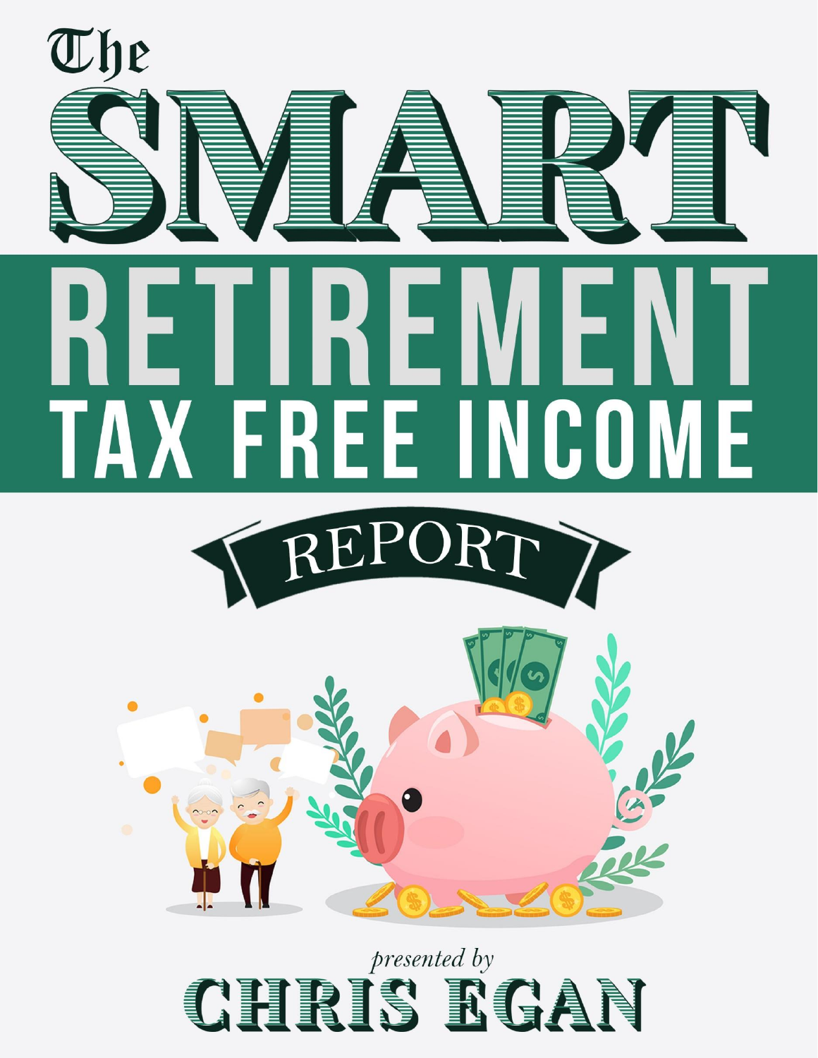# The SMART RETIREMENT TAX FREE INCOME REPORT

*presented by*

**CHRIS EGAN**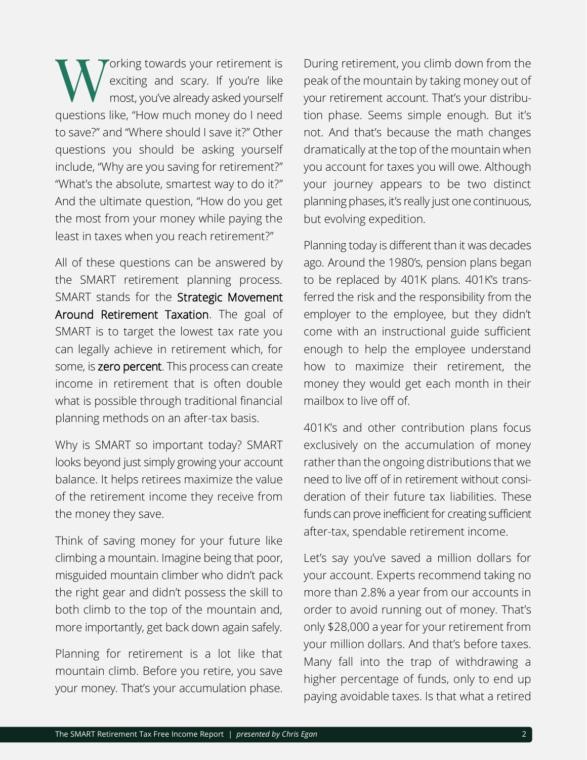Working towards your retirement is exciting and scary. If you're like most, you've already asked yourself questions like, "How much money do I need to save?" and "Where should I save it?" Other questions you should be asking yourself include, "Why are you saving for retirement?" "What's the absolute, smartest way to do it?" And the ultimate question, "How do you get the most from your money while paying the least in taxes when you reach retirement?"

All of these questions can be answered by the SMART retirement planning process. SMART stands for the Strategic Movement Around Retirement Taxation. The goal of SMART is to target the lowest tax rate you can legally achieve in retirement which, for some, is zero percent. This process can create income in retirement that is often double what is possible through traditional financial planning methods on an after-tax basis.

Why is SMART so important today? SMART looks beyond just simply growing your account balance. It helps retirees maximize the value of the retirement income they receive from the money they save.

Think of saving money for your future like climbing a mountain. Imagine being that poor, misguided mountain climber who didn't pack the right gear and didn't possess the skill to both climb to the top of the mountain and, more importantly, get back down again safely.

Planning for retirement is a lot like that mountain climb. Before you retire, you save your money. That's your accumulation phase. During retirement, you climb down from the peak of the mountain by taking money out of your retirement account. That's your distribution phase. Seems simple enough. But it's not. And that's because the math changes dramatically at the top of the mountain when you account for taxes you will owe. Although your journey appears to be two distinct planning phases, it's really just one continuous, but evolving expedition.

Planning today is different than it was decades ago. Around the 1980's, pension plans began to be replaced by 401K plans. 401K's transferred the risk and the responsibility from the employer to the employee, but they didn't come with an instructional guide sufficient enough to help the employee understand how to maximize their retirement, the money they would get each month in their mailbox to live off of.

401K's and other contribution plans focus exclusively on the accumulation of money rather than the ongoing distributions that we need to live off of in retirement without consideration of their future tax liabilities. These funds can prove inefficient for creating sufficient after-tax, spendable retirement income.

Let's say you've saved a million dollars for your account. Experts recommend taking no more than 2.8% a year from our accounts in order to avoid running out of money. That's only $28,000 a year for your retirement from your million dollars. And that's before taxes. Many fall into the trap of withdrawing a higher percentage of funds, only to end up paying avoidable taxes. Is that what a retired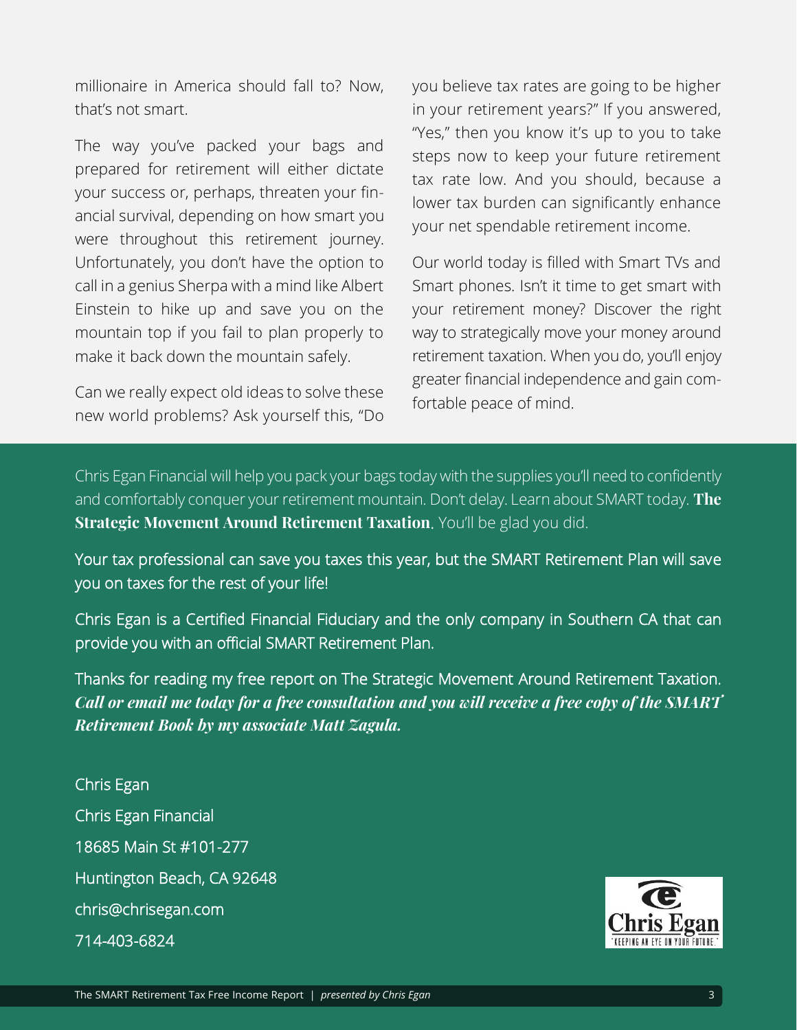millionaire in America should fall to? Now, that's not smart.

The way you've packed your bags and prepared for retirement will either dictate your success or, perhaps, threaten your financial survival, depending on how smart you were throughout this retirement journey. Unfortunately, you don't have the option to call in a genius Sherpa with a mind like Albert Einstein to hike up and save you on the mountain top if you fail to plan properly to make it back down the mountain safely.

Can we really expect old ideas to solve these new world problems? Ask yourself this, "Do you believe tax rates are going to be higher in your retirement years?" If you answered, "Yes," then you know it's up to you to take steps now to keep your future retirement tax rate low. And you should, because a lower tax burden can significantly enhance your net spendable retirement income.

Our world today is filled with Smart TVs and Smart phones. Isn't it time to get smart with your retirement money? Discover the right way to strategically move your money around retirement taxation. When you do, you'll enjoy greater financial independence and gain comfortable peace of mind.

Chris Egan Financial will help you pack your bags today with the supplies you'll need to confidently and comfortably conquer your retirement mountain. Don't delay. Learn about SMART today. **The Strategic Movement Around Retirement Taxation**. You'll be glad you did.

Your tax professional can save you taxes this year, but the SMART Retirement Plan will save you on taxes for the rest of your life!

Chris Egan is a Certified Financial Fiduciary and the only company in Southern CA that can provide you with an official SMART Retirement Plan.

Thanks for reading my free report on The Strategic Movement Around Retirement Taxation. ***Call or email me today for a free consultation and you will receive a free copy of the SMART Retirement Book by my associate Matt Zagula.***

Chris Egan
Chris Egan Financial
18685 Main St #101-277
Huntington Beach, CA 92648
chris@chrisegan.com
714-403-6824

Chris Egan
"KEEPING AN EYE ON YOUR FUTURE."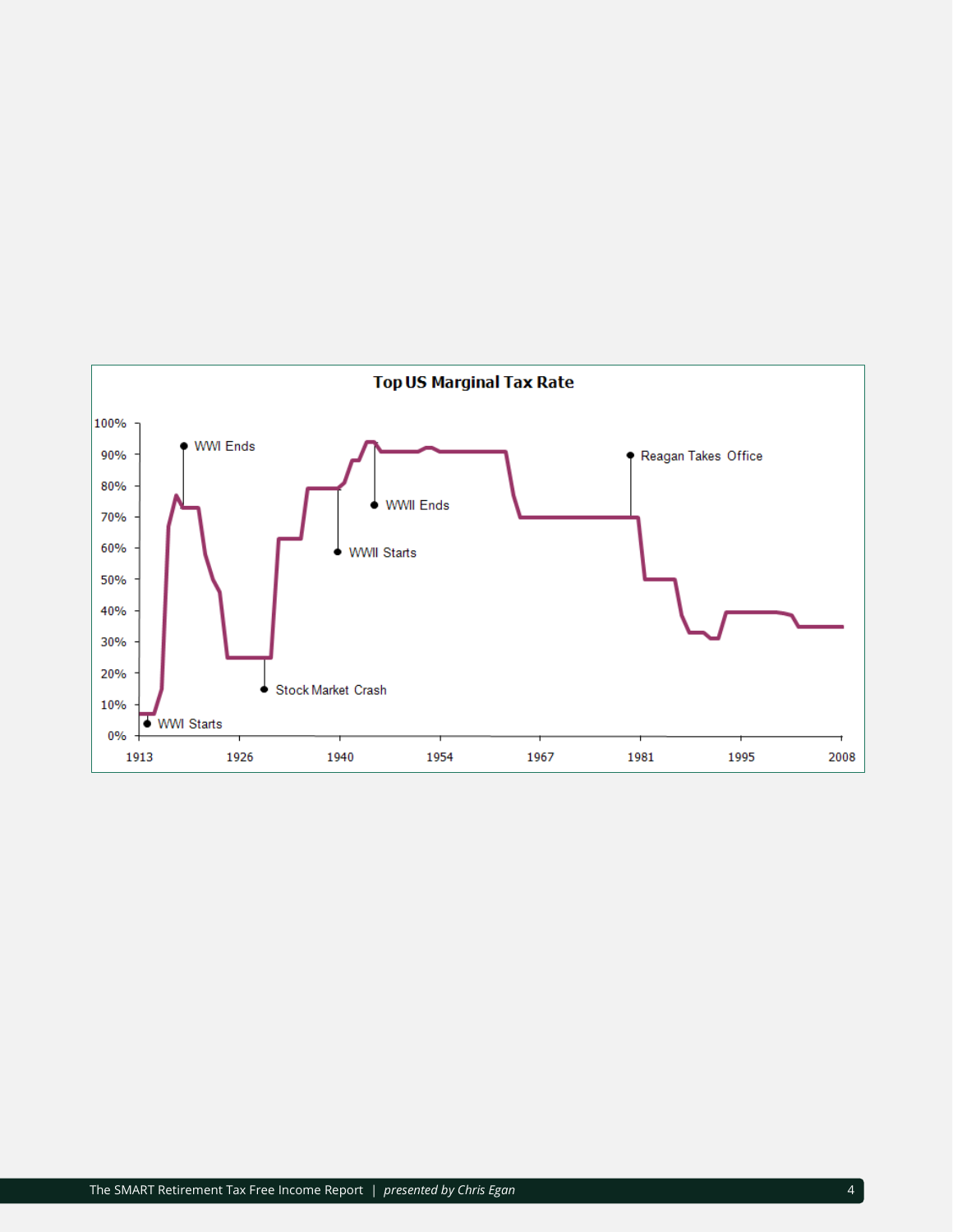**Top US Marginal Tax Rate**

100%
90%
80%
70%
60%
50%
40%
30%
20%
10%
0%

1913 1926 1940 1954 1967 1981 1995 2008

WWI Starts

WWI Ends

Stock Market Crash

WWII Starts

WWII Ends

Reagan Takes Office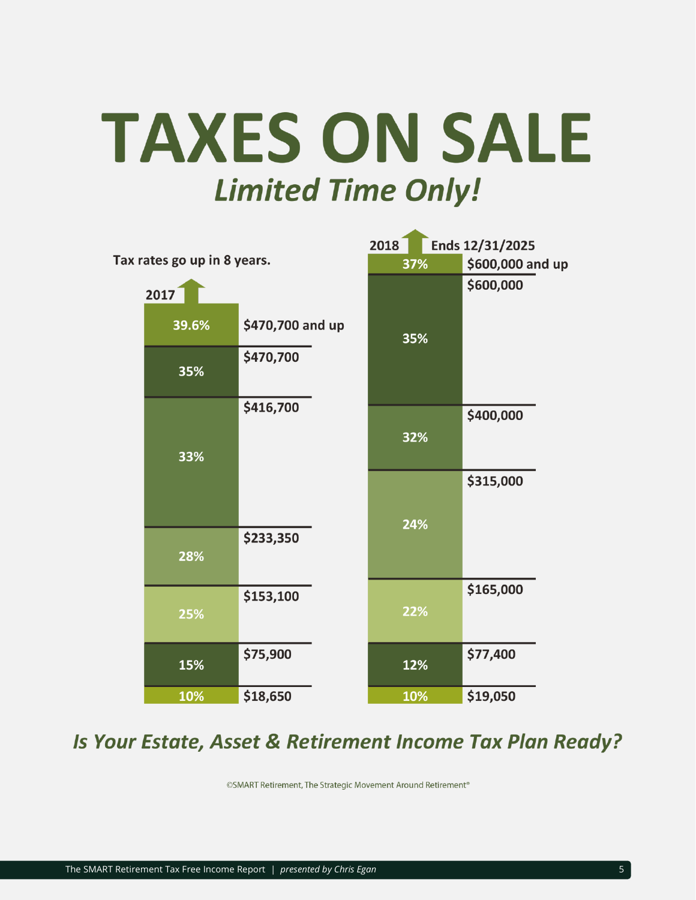# TAXES ON SALE

## *Limited Time Only!*

Tax rates go up in 8 years.

2017

39.6% $470,700 and up

35% $470,700

33% $416,700

28% $233,350

25% $153,100

15% $75,900

10% $18,650

2018 Ends 12/31/2025

37% $600,000 and up

35% $600,000

32% $400,000

24% $315,000

22% $165,000

12% $77,400

10% $19,050

## *Is Your Estate, Asset & Retirement Income Tax Plan Ready?*

©SMART Retirement, The Strategic Movement Around Retirement®